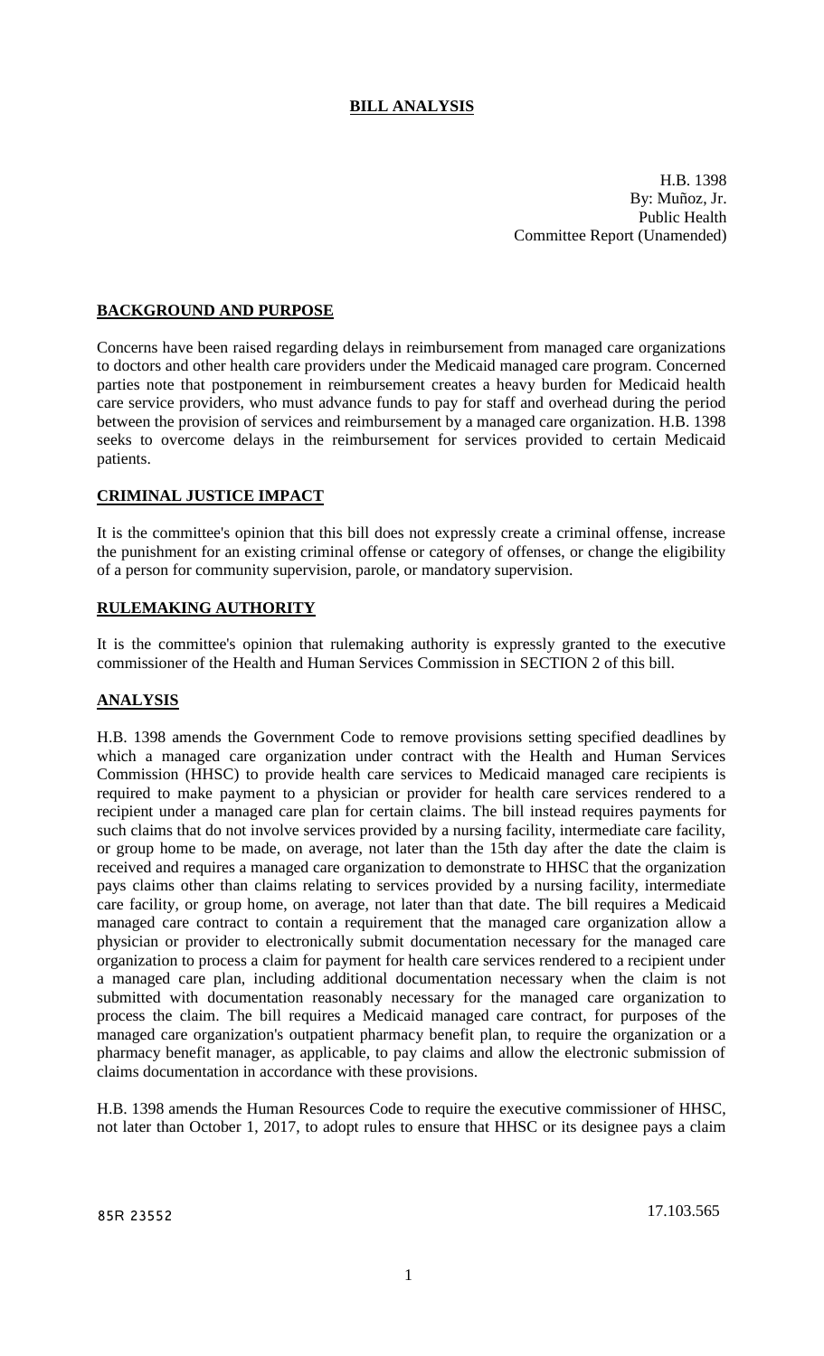# BILL ANALYSIS

H.B. 1398
By: Muñoz, Jr.
Public Health
Committee Report (Unamended)

## BACKGROUND AND PURPOSE

Concerns have been raised regarding delays in reimbursement from managed care organizations to doctors and other health care providers under the Medicaid managed care program. Concerned parties note that postponement in reimbursement creates a heavy burden for Medicaid health care service providers, who must advance funds to pay for staff and overhead during the period between the provision of services and reimbursement by a managed care organization. H.B. 1398 seeks to overcome delays in the reimbursement for services provided to certain Medicaid patients.

## CRIMINAL JUSTICE IMPACT

It is the committee's opinion that this bill does not expressly create a criminal offense, increase the punishment for an existing criminal offense or category of offenses, or change the eligibility of a person for community supervision, parole, or mandatory supervision.

## RULEMAKING AUTHORITY

It is the committee's opinion that rulemaking authority is expressly granted to the executive commissioner of the Health and Human Services Commission in SECTION 2 of this bill.

## ANALYSIS

H.B. 1398 amends the Government Code to remove provisions setting specified deadlines by which a managed care organization under contract with the Health and Human Services Commission (HHSC) to provide health care services to Medicaid managed care recipients is required to make payment to a physician or provider for health care services rendered to a recipient under a managed care plan for certain claims. The bill instead requires payments for such claims that do not involve services provided by a nursing facility, intermediate care facility, or group home to be made, on average, not later than the 15th day after the date the claim is received and requires a managed care organization to demonstrate to HHSC that the organization pays claims other than claims relating to services provided by a nursing facility, intermediate care facility, or group home, on average, not later than that date. The bill requires a Medicaid managed care contract to contain a requirement that the managed care organization allow a physician or provider to electronically submit documentation necessary for the managed care organization to process a claim for payment for health care services rendered to a recipient under a managed care plan, including additional documentation necessary when the claim is not submitted with documentation reasonably necessary for the managed care organization to process the claim. The bill requires a Medicaid managed care contract, for purposes of the managed care organization's outpatient pharmacy benefit plan, to require the organization or a pharmacy benefit manager, as applicable, to pay claims and allow the electronic submission of claims documentation in accordance with these provisions.

H.B. 1398 amends the Human Resources Code to require the executive commissioner of HHSC, not later than October 1, 2017, to adopt rules to ensure that HHSC or its designee pays a claim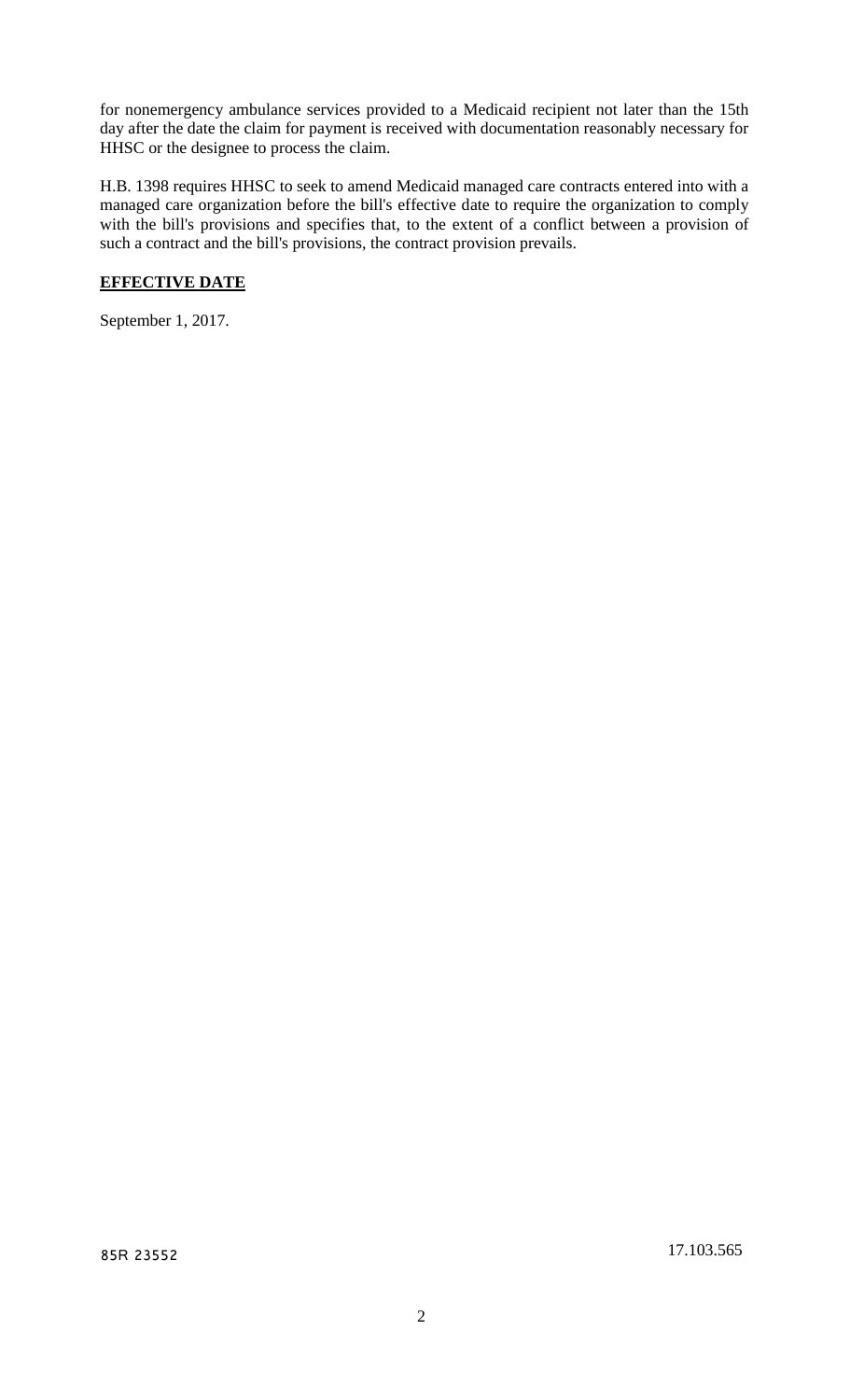for nonemergency ambulance services provided to a Medicaid recipient not later than the 15th day after the date the claim for payment is received with documentation reasonably necessary for HHSC or the designee to process the claim.

H.B. 1398 requires HHSC to seek to amend Medicaid managed care contracts entered into with a managed care organization before the bill's effective date to require the organization to comply with the bill's provisions and specifies that, to the extent of a conflict between a provision of such a contract and the bill's provisions, the contract provision prevails.

**EFFECTIVE DATE**

September 1, 2017.

85R 23552 17.103.565